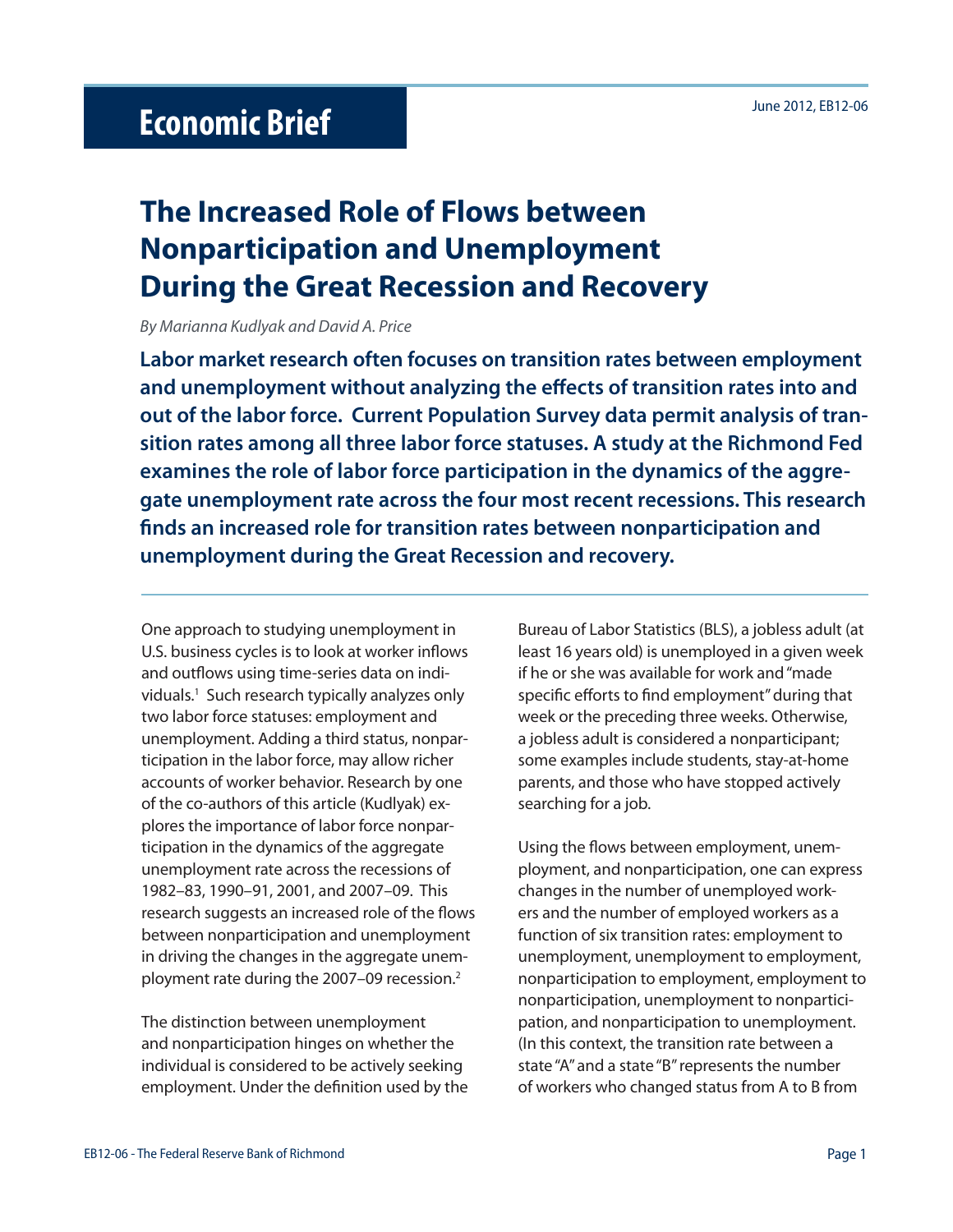# Economic Brief

June 2012, EB12-06

# The Increased Role of Flows between Nonparticipation and Unemployment During the Great Recession and Recovery

*By Marianna Kudlyak and David A. Price*

**Labor market research often focuses on transition rates between employment and unemployment without analyzing the effects of transition rates into and out of the labor force. Current Population Survey data permit analysis of transition rates among all three labor force statuses. A study at the Richmond Fed examines the role of labor force participation in the dynamics of the aggregate unemployment rate across the four most recent recessions. This research finds an increased role for transition rates between nonparticipation and unemployment during the Great Recession and recovery.**

One approach to studying unemployment in U.S. business cycles is to look at worker inflows and outflows using time-series data on individuals.[1] Such research typically analyzes only two labor force statuses: employment and unemployment. Adding a third status, nonparticipation in the labor force, may allow richer accounts of worker behavior. Research by one of the co-authors of this article (Kudlyak) explores the importance of labor force nonparticipation in the dynamics of the aggregate unemployment rate across the recessions of 1982–83, 1990–91, 2001, and 2007–09. This research suggests an increased role of the flows between nonparticipation and unemployment in driving the changes in the aggregate unemployment rate during the 2007–09 recession.[2]

The distinction between unemployment and nonparticipation hinges on whether the individual is considered to be actively seeking employment. Under the definition used by the Bureau of Labor Statistics (BLS), a jobless adult (at least 16 years old) is unemployed in a given week if he or she was available for work and "made specific efforts to find employment" during that week or the preceding three weeks. Otherwise, a jobless adult is considered a nonparticipant; some examples include students, stay-at-home parents, and those who have stopped actively searching for a job.

Using the flows between employment, unemployment, and nonparticipation, one can express changes in the number of unemployed workers and the number of employed workers as a function of six transition rates: employment to unemployment, unemployment to employment, nonparticipation to employment, employment to nonparticipation, unemployment to nonparticipation, and nonparticipation to unemployment. (In this context, the transition rate between a state "A" and a state "B" represents the number of workers who changed status from A to B from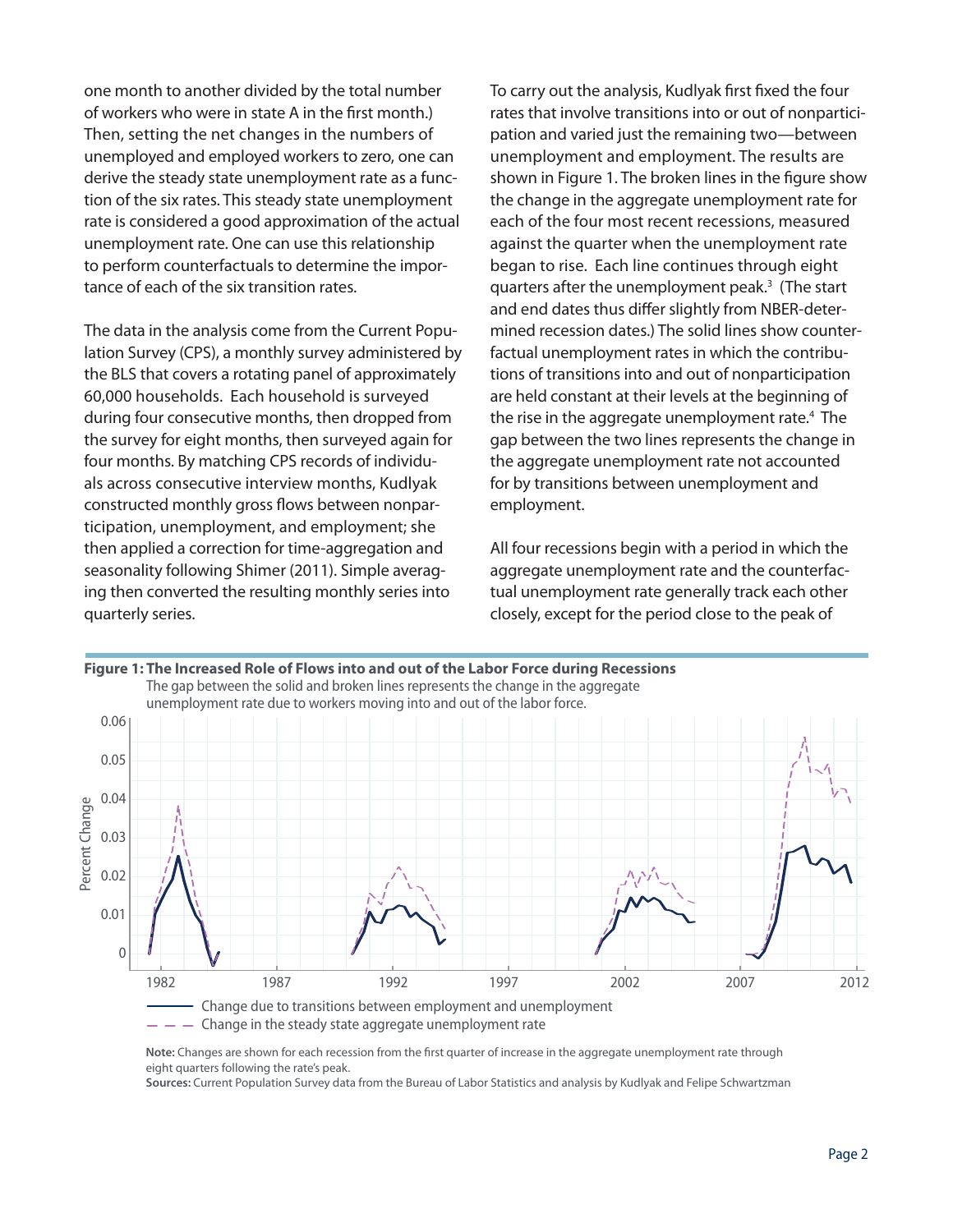one month to another divided by the total number of workers who were in state A in the first month.) Then, setting the net changes in the numbers of unemployed and employed workers to zero, one can derive the steady state unemployment rate as a function of the six rates. This steady state unemployment rate is considered a good approximation of the actual unemployment rate. One can use this relationship to perform counterfactuals to determine the importance of each of the six transition rates.

The data in the analysis come from the Current Population Survey (CPS), a monthly survey administered by the BLS that covers a rotating panel of approximately 60,000 households. Each household is surveyed during four consecutive months, then dropped from the survey for eight months, then surveyed again for four months. By matching CPS records of individuals across consecutive interview months, Kudlyak constructed monthly gross flows between nonparticipation, unemployment, and employment; she then applied a correction for time-aggregation and seasonality following Shimer (2011). Simple averaging then converted the resulting monthly series into quarterly series.

To carry out the analysis, Kudlyak first fixed the four rates that involve transitions into or out of nonparticipation and varied just the remaining two—between unemployment and employment. The results are shown in Figure 1. The broken lines in the figure show the change in the aggregate unemployment rate for each of the four most recent recessions, measured against the quarter when the unemployment rate began to rise. Each line continues through eight quarters after the unemployment peak.[3] (The start and end dates thus differ slightly from NBER-determined recession dates.) The solid lines show counterfactual unemployment rates in which the contributions of transitions into and out of nonparticipation are held constant at their levels at the beginning of the rise in the aggregate unemployment rate.[4] The gap between the two lines represents the change in the aggregate unemployment rate not accounted for by transitions between unemployment and employment.

All four recessions begin with a period in which the aggregate unemployment rate and the counterfactual unemployment rate generally track each other closely, except for the period close to the peak of

**Figure 1: The Increased Role of Flows into and out of the Labor Force during Recessions**

The gap between the solid and broken lines represents the change in the aggregate unemployment rate due to workers moving into and out of the labor force.

**Note:** Changes are shown for each recession from the first quarter of increase in the aggregate unemployment rate through eight quarters following the rate's peak.

**Sources:** Current Population Survey data from the Bureau of Labor Statistics and analysis by Kudlyak and Felipe Schwartzman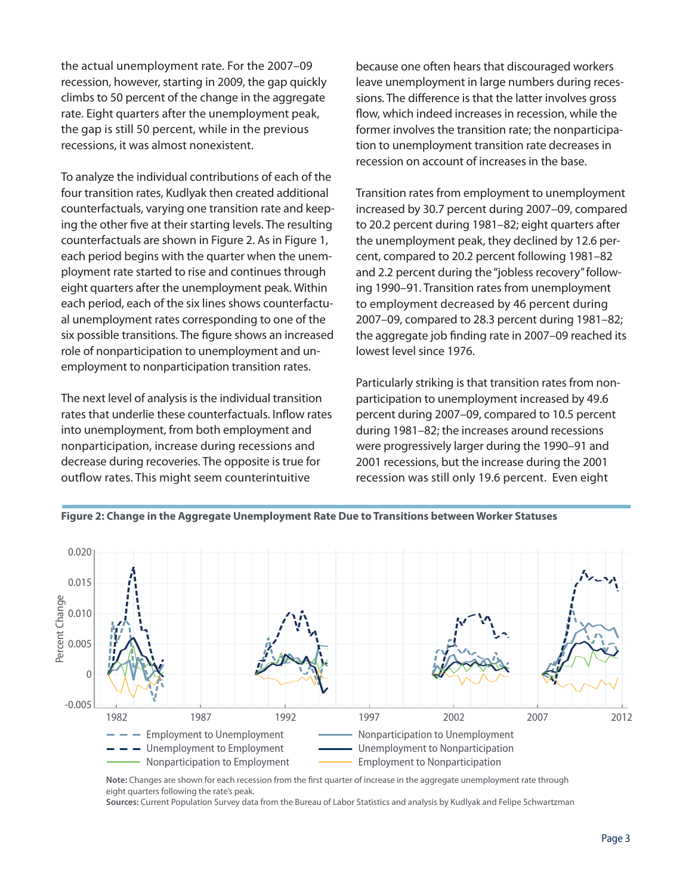the actual unemployment rate. For the 2007–09 recession, however, starting in 2009, the gap quickly climbs to 50 percent of the change in the aggregate rate. Eight quarters after the unemployment peak, the gap is still 50 percent, while in the previous recessions, it was almost nonexistent.

To analyze the individual contributions of each of the four transition rates, Kudlyak then created additional counterfactuals, varying one transition rate and keeping the other five at their starting levels. The resulting counterfactuals are shown in Figure 2. As in Figure 1, each period begins with the quarter when the unemployment rate started to rise and continues through eight quarters after the unemployment peak. Within each period, each of the six lines shows counterfactual unemployment rates corresponding to one of the six possible transitions. The figure shows an increased role of nonparticipation to unemployment and unemployment to nonparticipation transition rates.

The next level of analysis is the individual transition rates that underlie these counterfactuals. Inflow rates into unemployment, from both employment and nonparticipation, increase during recessions and decrease during recoveries. The opposite is true for outflow rates. This might seem counterintuitive because one often hears that discouraged workers leave unemployment in large numbers during recessions. The difference is that the latter involves gross flow, which indeed increases in recession, while the former involves the transition rate; the nonparticipation to unemployment transition rate decreases in recession on account of increases in the base.

Transition rates from employment to unemployment increased by 30.7 percent during 2007–09, compared to 20.2 percent during 1981–82; eight quarters after the unemployment peak, they declined by 12.6 percent, compared to 20.2 percent following 1981–82 and 2.2 percent during the "jobless recovery" following 1990–91. Transition rates from unemployment to employment decreased by 46 percent during 2007–09, compared to 28.3 percent during 1981–82; the aggregate job finding rate in 2007–09 reached its lowest level since 1976.

Particularly striking is that transition rates from nonparticipation to unemployment increased by 49.6 percent during 2007–09, compared to 10.5 percent during 1981–82; the increases around recessions were progressively larger during the 1990–91 and 2001 recessions, but the increase during the 2001 recession was still only 19.6 percent. Even eight

**Figure 2: Change in the Aggregate Unemployment Rate Due to Transitions between Worker Statuses**

Note: Changes are shown for each recession from the first quarter of increase in the aggregate unemployment rate through eight quarters following the rate's peak.
Sources: Current Population Survey data from the Bureau of Labor Statistics and analysis by Kudlyak and Felipe Schwartzman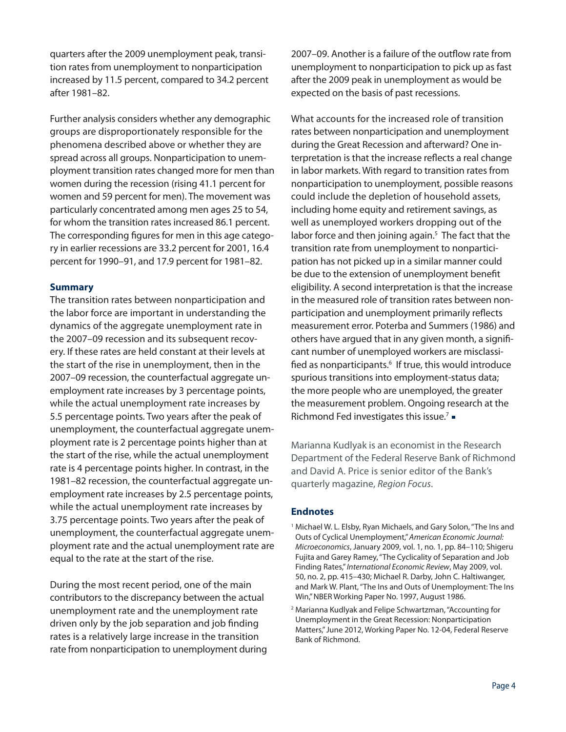quarters after the 2009 unemployment peak, transition rates from unemployment to nonparticipation increased by 11.5 percent, compared to 34.2 percent after 1981–82.

Further analysis considers whether any demographic groups are disproportionately responsible for the phenomena described above or whether they are spread across all groups. Nonparticipation to unemployment transition rates changed more for men than women during the recession (rising 41.1 percent for women and 59 percent for men). The movement was particularly concentrated among men ages 25 to 54, for whom the transition rates increased 86.1 percent. The corresponding figures for men in this age category in earlier recessions are 33.2 percent for 2001, 16.4 percent for 1990–91, and 17.9 percent for 1981–82.

### Summary

The transition rates between nonparticipation and the labor force are important in understanding the dynamics of the aggregate unemployment rate in the 2007–09 recession and its subsequent recovery. If these rates are held constant at their levels at the start of the rise in unemployment, then in the 2007–09 recession, the counterfactual aggregate unemployment rate increases by 3 percentage points, while the actual unemployment rate increases by 5.5 percentage points. Two years after the peak of unemployment, the counterfactual aggregate unemployment rate is 2 percentage points higher than at the start of the rise, while the actual unemployment rate is 4 percentage points higher. In contrast, in the 1981–82 recession, the counterfactual aggregate unemployment rate increases by 2.5 percentage points, while the actual unemployment rate increases by 3.75 percentage points. Two years after the peak of unemployment, the counterfactual aggregate unemployment rate and the actual unemployment rate are equal to the rate at the start of the rise.

During the most recent period, one of the main contributors to the discrepancy between the actual unemployment rate and the unemployment rate driven only by the job separation and job finding rates is a relatively large increase in the transition rate from nonparticipation to unemployment during 2007–09. Another is a failure of the outflow rate from unemployment to nonparticipation to pick up as fast after the 2009 peak in unemployment as would be expected on the basis of past recessions.

What accounts for the increased role of transition rates between nonparticipation and unemployment during the Great Recession and afterward? One interpretation is that the increase reflects a real change in labor markets. With regard to transition rates from nonparticipation to unemployment, possible reasons could include the depletion of household assets, including home equity and retirement savings, as well as unemployed workers dropping out of the labor force and then joining again.[5] The fact that the transition rate from unemployment to nonparticipation has not picked up in a similar manner could be due to the extension of unemployment benefit eligibility. A second interpretation is that the increase in the measured role of transition rates between nonparticipation and unemployment primarily reflects measurement error. Poterba and Summers (1986) and others have argued that in any given month, a significant number of unemployed workers are misclassified as nonparticipants.[6] If this true, this would introduce spurious transitions into employment-status data; the more people who are unemployed, the greater the measurement problem. Ongoing research at the Richmond Fed investigates this issue.[7] ▪

Marianna Kudlyak is an economist in the Research Department of the Federal Reserve Bank of Richmond and David A. Price is senior editor of the Bank's quarterly magazine, *Region Focus*.

### Endnotes

[1] Michael W. L. Elsby, Ryan Michaels, and Gary Solon, "The Ins and Outs of Cyclical Unemployment," *American Economic Journal: Microeconomics*, January 2009, vol. 1, no. 1, pp. 84–110; Shigeru Fujita and Garey Ramey, "The Cyclicality of Separation and Job Finding Rates," *International Economic Review*, May 2009, vol. 50, no. 2, pp. 415–430; Michael R. Darby, John C. Haltiwanger, and Mark W. Plant, "The Ins and Outs of Unemployment: The Ins Win," NBER Working Paper No. 1997, August 1986.

[2] Marianna Kudlyak and Felipe Schwartzman, "Accounting for Unemployment in the Great Recession: Nonparticipation Matters," June 2012, Working Paper No. 12-04, Federal Reserve Bank of Richmond.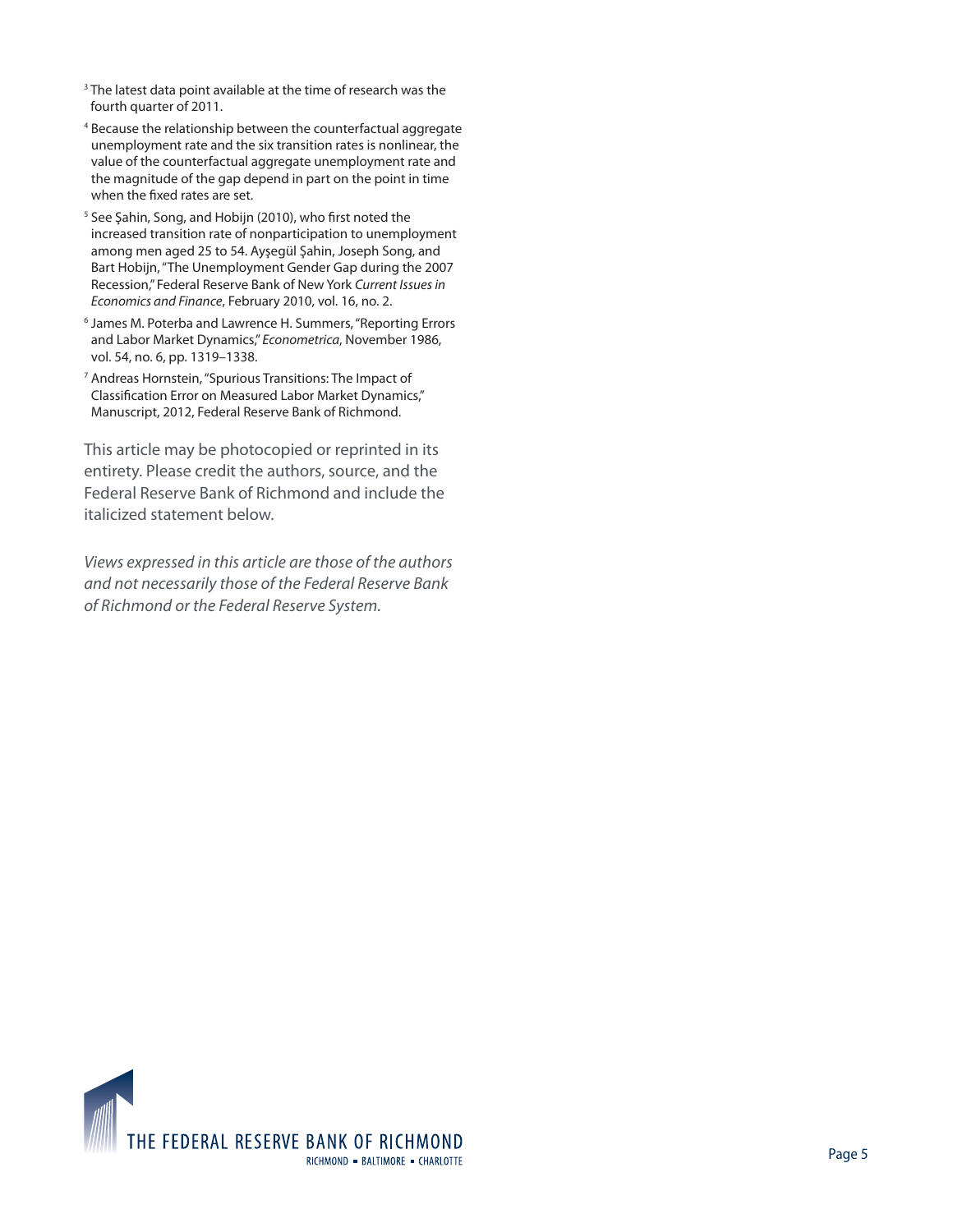[3] The latest data point available at the time of research was the fourth quarter of 2011.

[4] Because the relationship between the counterfactual aggregate unemployment rate and the six transition rates is nonlinear, the value of the counterfactual aggregate unemployment rate and the magnitude of the gap depend in part on the point in time when the fixed rates are set.

[5] See Şahin, Song, and Hobijn (2010), who first noted the increased transition rate of nonparticipation to unemployment among men aged 25 to 54. Ayşegül Şahin, Joseph Song, and Bart Hobijn, "The Unemployment Gender Gap during the 2007 Recession," Federal Reserve Bank of New York *Current Issues in Economics and Finance*, February 2010, vol. 16, no. 2.

[6] James M. Poterba and Lawrence H. Summers, "Reporting Errors and Labor Market Dynamics," *Econometrica*, November 1986, vol. 54, no. 6, pp. 1319–1338.

[7] Andreas Hornstein, "Spurious Transitions: The Impact of Classification Error on Measured Labor Market Dynamics," Manuscript, 2012, Federal Reserve Bank of Richmond.

This article may be photocopied or reprinted in its entirety. Please credit the authors, source, and the Federal Reserve Bank of Richmond and include the italicized statement below.

*Views expressed in this article are those of the authors and not necessarily those of the Federal Reserve Bank of Richmond or the Federal Reserve System.*

THE FEDERAL RESERVE BANK OF RICHMOND
RICHMOND ▪ BALTIMORE ▪ CHARLOTTE